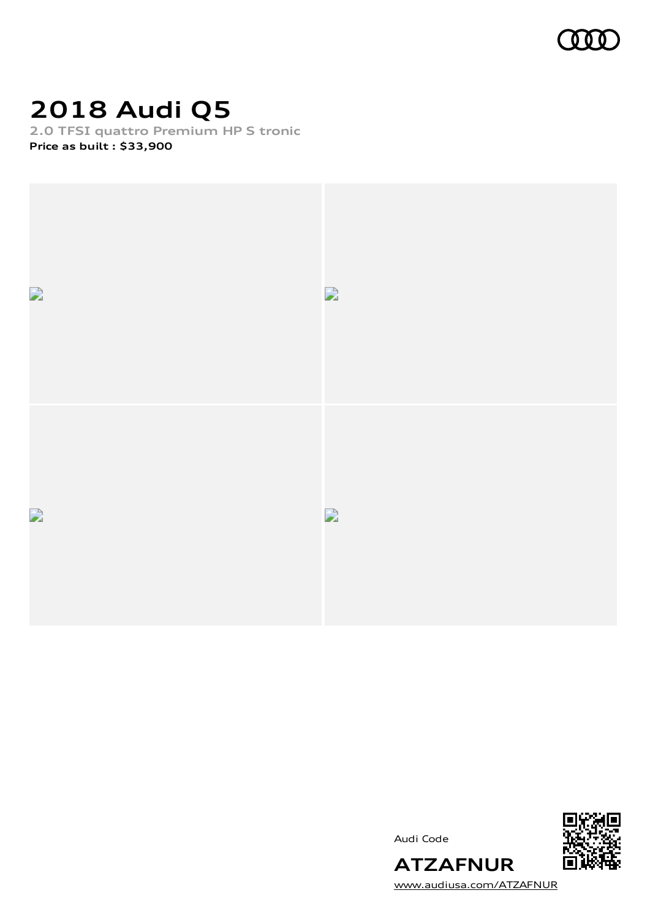# 2018 Audi Q5

2.0 TFSI quattro Premium HP S tronic

**Price as built : $33,900**

Audi Code

## ATZAFNUR

www.audiusa.com/ATZAFNUR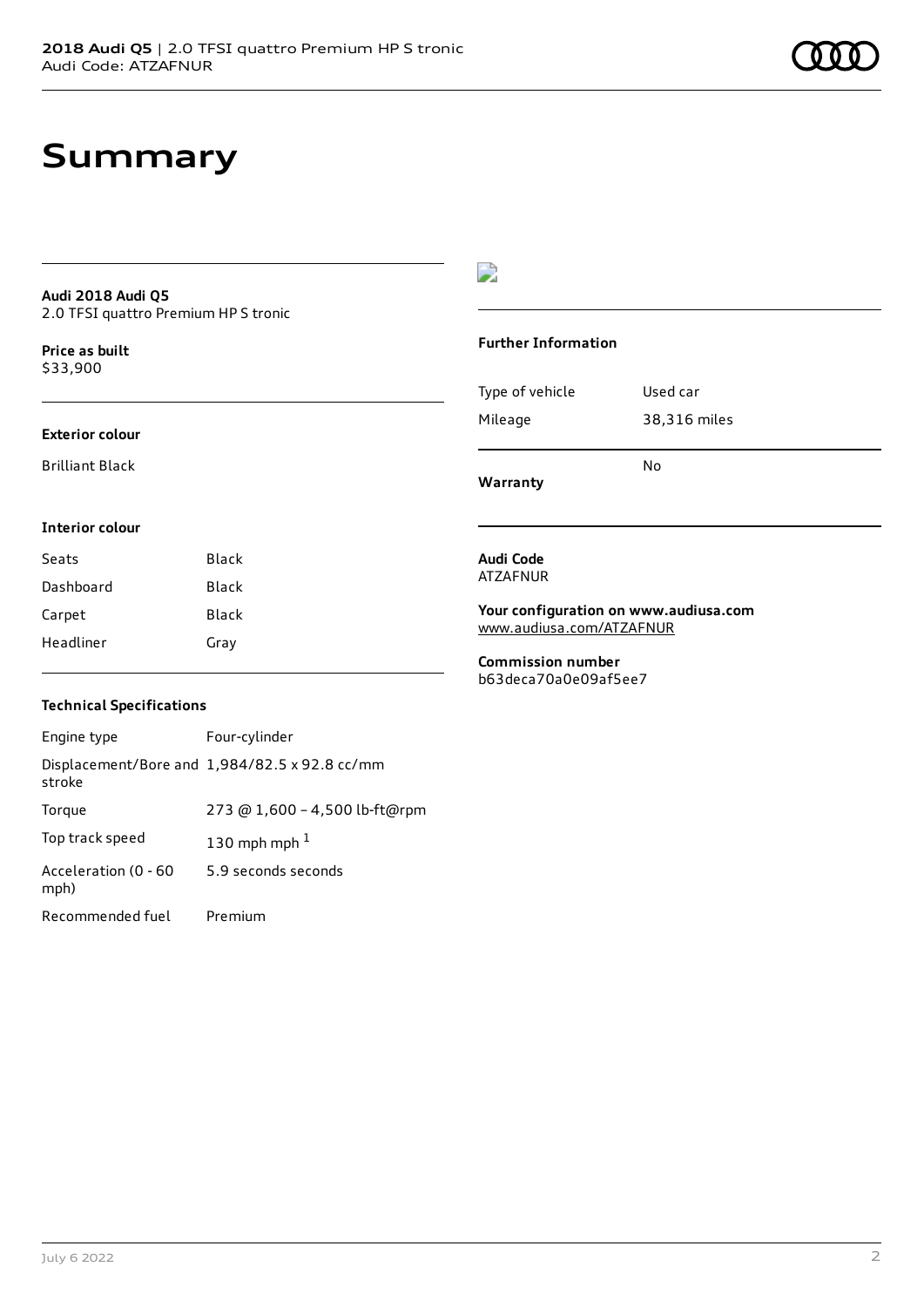# Summary

**Audi 2018 Audi Q5**
2.0 TFSI quattro Premium HP S tronic

**Price as built**
$33,900

**Exterior colour**

Brilliant Black

**Interior colour**

| | |
|---|---|
| Seats | Black |
| Dashboard | Black |
| Carpet | Black |
| Headliner | Gray |

**Technical Specifications**

| | |
|---|---|
| Engine type | Four-cylinder |
| Displacement/Bore and stroke | 1,984/82.5 x 92.8 cc/mm |
| Torque | 273 @ 1,600 – 4,500 lb-ft@rpm |
| Top track speed | 130 mph mph [1] |
| Acceleration (0 - 60 mph) | 5.9 seconds seconds |
| Recommended fuel | Premium |

**Further Information**

| | |
|---|---|
| Type of vehicle | Used car |
| Mileage | 38,316 miles |
| **Warranty** | No |

**Audi Code**
ATZAFNUR

**Your configuration on www.audiusa.com**
www.audiusa.com/ATZAFNUR

**Commission number**
b63deca70a0e09af5ee7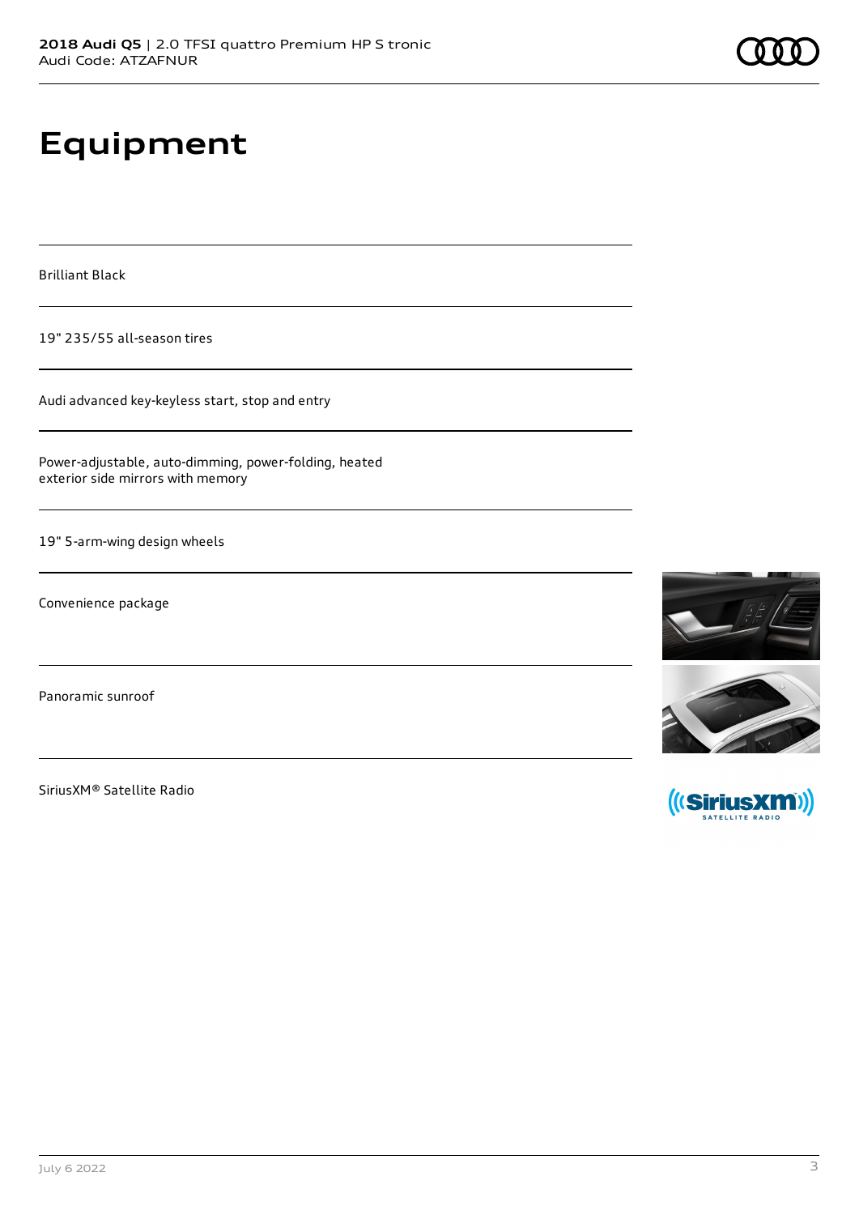# Equipment

Brilliant Black

19" 235/55 all-season tires

Audi advanced key-keyless start, stop and entry

Power-adjustable, auto-dimming, power-folding, heated exterior side mirrors with memory

19" 5-arm-wing design wheels

Convenience package

Panoramic sunroof

SiriusXM® Satellite Radio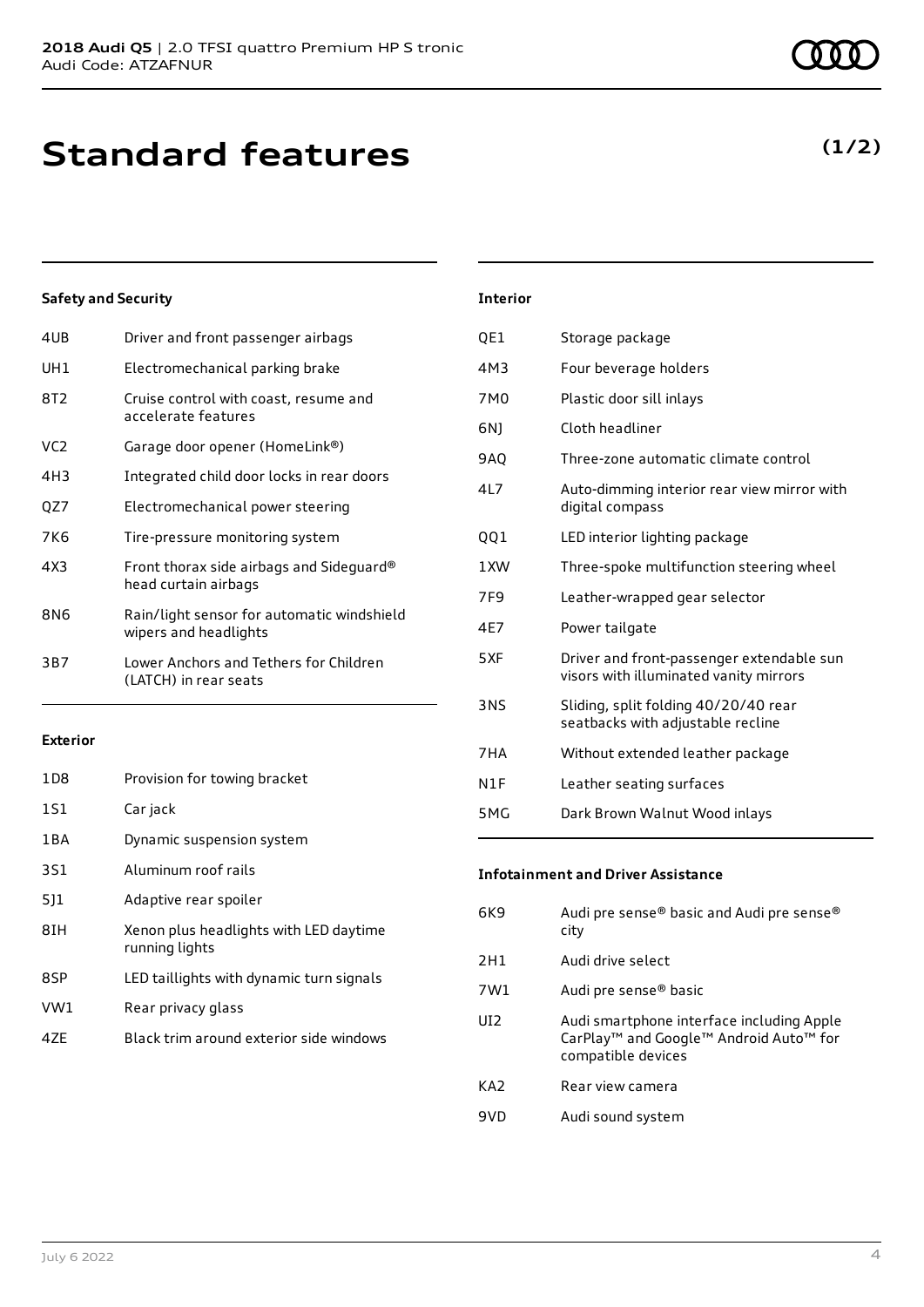# Standard features

**(1/2)**

### Safety and Security

| | |
|---|---|
| 4UB | Driver and front passenger airbags |
| UH1 | Electromechanical parking brake |
| 8T2 | Cruise control with coast, resume and accelerate features |
| VC2 | Garage door opener (HomeLink®) |
| 4H3 | Integrated child door locks in rear doors |
| QZ7 | Electromechanical power steering |
| 7K6 | Tire-pressure monitoring system |
| 4X3 | Front thorax side airbags and Sideguard® head curtain airbags |
| 8N6 | Rain/light sensor for automatic windshield wipers and headlights |
| 3B7 | Lower Anchors and Tethers for Children (LATCH) in rear seats |

### Exterior

| | |
|---|---|
| 1D8 | Provision for towing bracket |
| 1S1 | Car jack |
| 1BA | Dynamic suspension system |
| 3S1 | Aluminum roof rails |
| 5J1 | Adaptive rear spoiler |
| 8IH | Xenon plus headlights with LED daytime running lights |
| 8SP | LED taillights with dynamic turn signals |
| VW1 | Rear privacy glass |
| 4ZE | Black trim around exterior side windows |

### Interior

| | |
|---|---|
| QE1 | Storage package |
| 4M3 | Four beverage holders |
| 7M0 | Plastic door sill inlays |
| 6NJ | Cloth headliner |
| 9AQ | Three-zone automatic climate control |
| 4L7 | Auto-dimming interior rear view mirror with digital compass |
| QQ1 | LED interior lighting package |
| 1XW | Three-spoke multifunction steering wheel |
| 7F9 | Leather-wrapped gear selector |
| 4E7 | Power tailgate |
| 5XF | Driver and front-passenger extendable sun visors with illuminated vanity mirrors |
| 3NS | Sliding, split folding 40/20/40 rear seatbacks with adjustable recline |
| 7HA | Without extended leather package |
| N1F | Leather seating surfaces |
| 5MG | Dark Brown Walnut Wood inlays |

### Infotainment and Driver Assistance

| | |
|---|---|
| 6K9 | Audi pre sense® basic and Audi pre sense® city |
| 2H1 | Audi drive select |
| 7W1 | Audi pre sense® basic |
| UI2 | Audi smartphone interface including Apple CarPlay™ and Google™ Android Auto™ for compatible devices |
| KA2 | Rear view camera |
| 9VD | Audi sound system |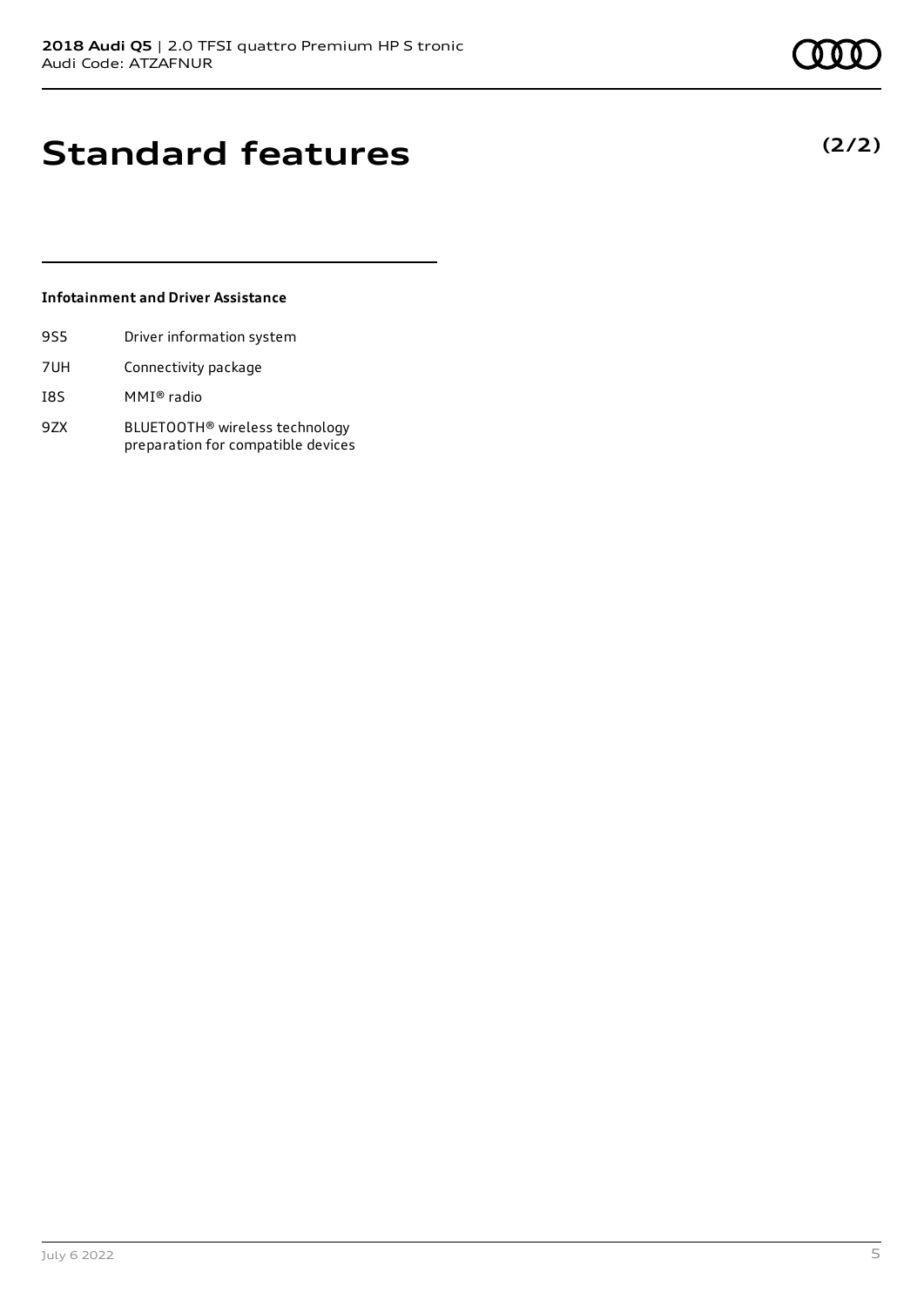# Standard features

**(2/2)**

**Infotainment and Driver Assistance**

| | |
|---|---|
| 9S5 | Driver information system |
| 7UH | Connectivity package |
| I8S | MMI® radio |
| 9ZX | BLUETOOTH® wireless technology preparation for compatible devices |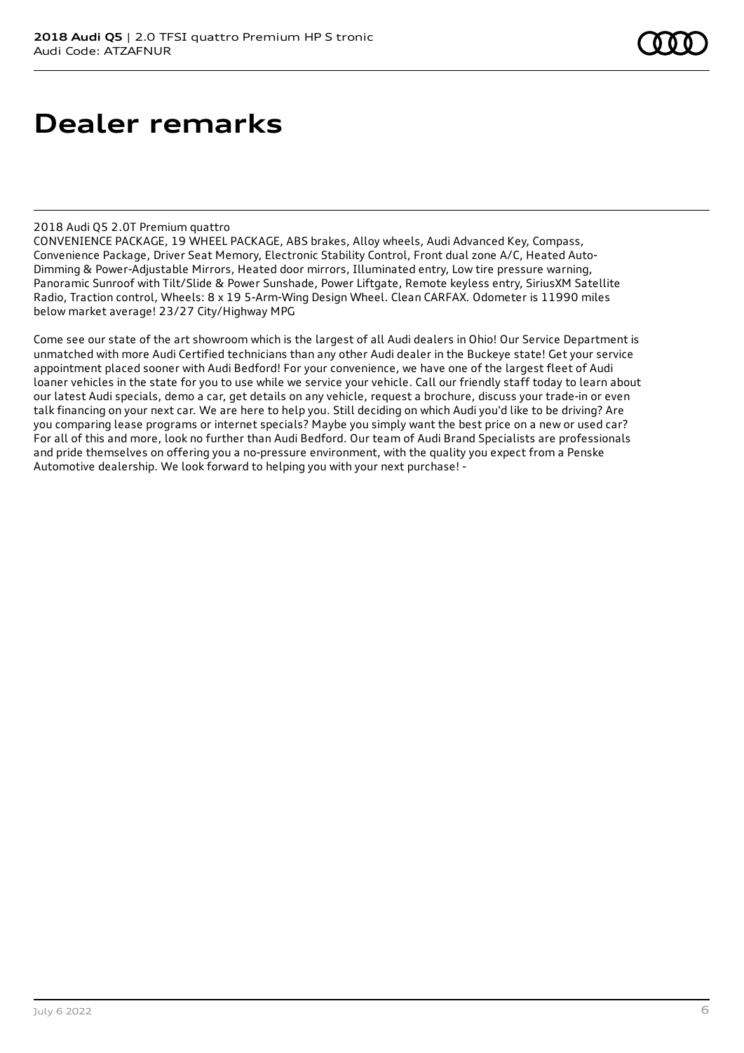# Dealer remarks

2018 Audi Q5 2.0T Premium quattro
CONVENIENCE PACKAGE, 19 WHEEL PACKAGE, ABS brakes, Alloy wheels, Audi Advanced Key, Compass, Convenience Package, Driver Seat Memory, Electronic Stability Control, Front dual zone A/C, Heated Auto-Dimming & Power-Adjustable Mirrors, Heated door mirrors, Illuminated entry, Low tire pressure warning, Panoramic Sunroof with Tilt/Slide & Power Sunshade, Power Liftgate, Remote keyless entry, SiriusXM Satellite Radio, Traction control, Wheels: 8 x 19 5-Arm-Wing Design Wheel. Clean CARFAX. Odometer is 11990 miles below market average! 23/27 City/Highway MPG

Come see our state of the art showroom which is the largest of all Audi dealers in Ohio! Our Service Department is unmatched with more Audi Certified technicians than any other Audi dealer in the Buckeye state! Get your service appointment placed sooner with Audi Bedford! For your convenience, we have one of the largest fleet of Audi loaner vehicles in the state for you to use while we service your vehicle. Call our friendly staff today to learn about our latest Audi specials, demo a car, get details on any vehicle, request a brochure, discuss your trade-in or even talk financing on your next car. We are here to help you. Still deciding on which Audi you'd like to be driving? Are you comparing lease programs or internet specials? Maybe you simply want the best price on a new or used car? For all of this and more, look no further than Audi Bedford. Our team of Audi Brand Specialists are professionals and pride themselves on offering you a no-pressure environment, with the quality you expect from a Penske Automotive dealership. We look forward to helping you with your next purchase! -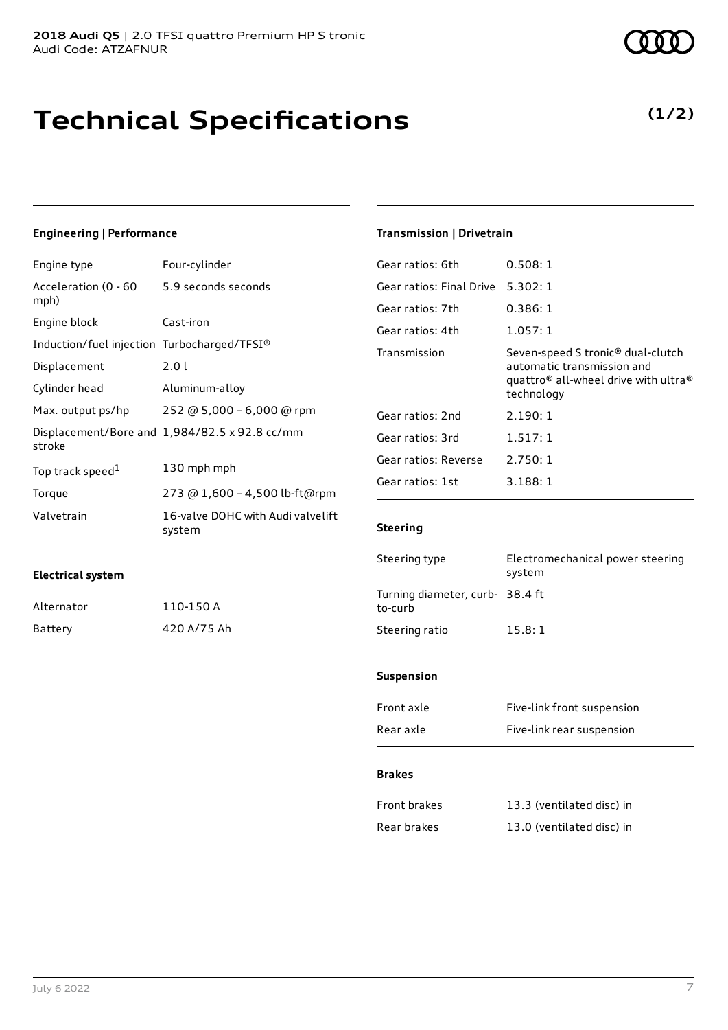# Technical Specifications

**(1/2)**

### Engineering | Performance

| | |
|---|---|
| Engine type | Four-cylinder |
| Acceleration (0 - 60 mph) | 5.9 seconds seconds |
| Engine block | Cast-iron |
| Induction/fuel injection | Turbocharged/TFSI® |
| Displacement | 2.0 l |
| Cylinder head | Aluminum-alloy |
| Max. output ps/hp | 252 @ 5,000 – 6,000 @ rpm |
| Displacement/Bore and stroke | 1,984/82.5 x 92.8 cc/mm |
| Top track speed[1] | 130 mph mph |
| Torque | 273 @ 1,600 – 4,500 lb-ft@rpm |
| Valvetrain | 16-valve DOHC with Audi valvelift system |

### Electrical system

| | |
|---|---|
| Alternator | 110-150 A |
| Battery | 420 A/75 Ah |

### Transmission | Drivetrain

| | |
|---|---|
| Gear ratios: 6th | 0.508: 1 |
| Gear ratios: Final Drive | 5.302: 1 |
| Gear ratios: 7th | 0.386: 1 |
| Gear ratios: 4th | 1.057: 1 |
| Transmission | Seven-speed S tronic® dual-clutch automatic transmission and quattro® all-wheel drive with ultra® technology |
| Gear ratios: 2nd | 2.190: 1 |
| Gear ratios: 3rd | 1.517: 1 |
| Gear ratios: Reverse | 2.750: 1 |
| Gear ratios: 1st | 3.188: 1 |

### Steering

| | |
|---|---|
| Steering type | Electromechanical power steering system |
| Turning diameter, curb-to-curb | 38.4 ft |
| Steering ratio | 15.8: 1 |

### Suspension

| | |
|---|---|
| Front axle | Five-link front suspension |
| Rear axle | Five-link rear suspension |

### Brakes

| | |
|---|---|
| Front brakes | 13.3 (ventilated disc) in |
| Rear brakes | 13.0 (ventilated disc) in |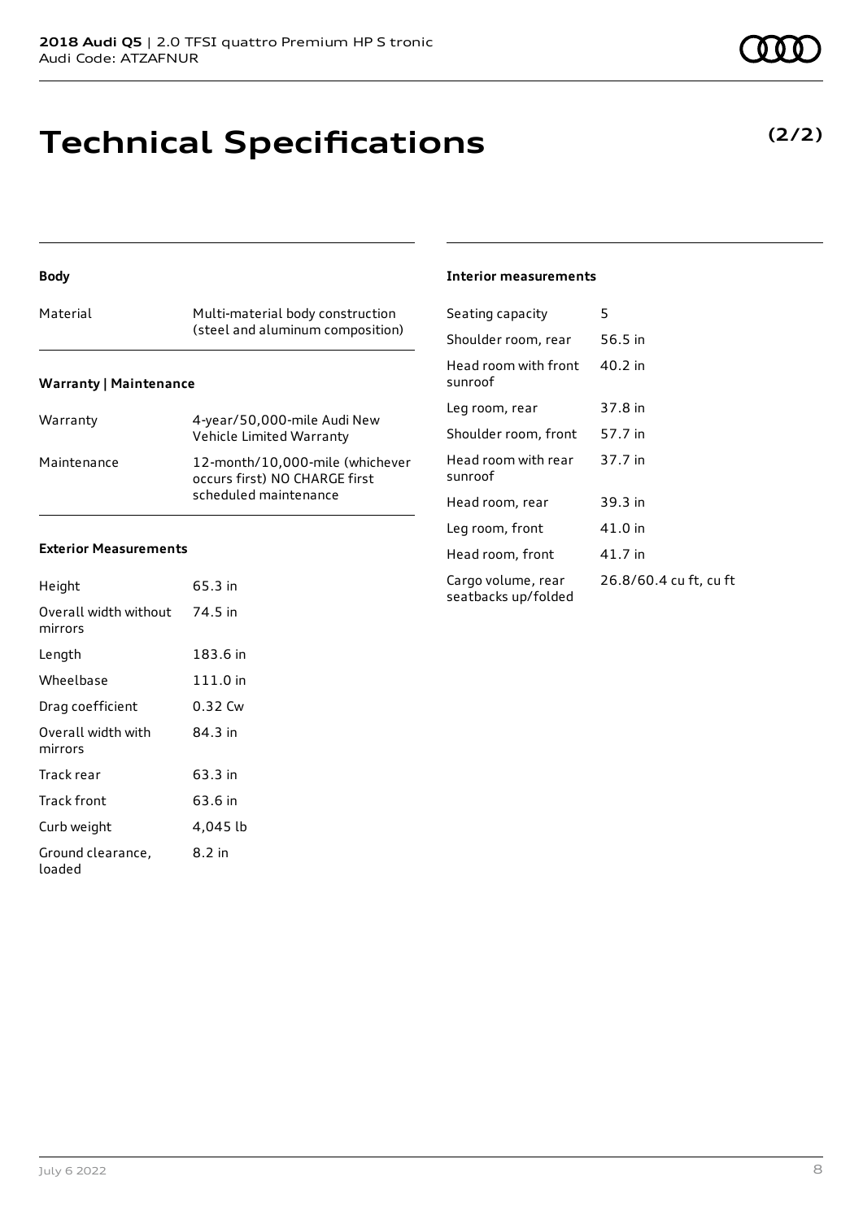# Technical Specifications

**(2/2)**

### Body

| | |
|---|---|
| Material | Multi-material body construction (steel and aluminum composition) |

### Warranty | Maintenance

| | |
|---|---|
| Warranty | 4-year/50,000-mile Audi New Vehicle Limited Warranty |
| Maintenance | 12-month/10,000-mile (whichever occurs first) NO CHARGE first scheduled maintenance |

### Exterior Measurements

| | |
|---|---|
| Height | 65.3 in |
| Overall width without mirrors | 74.5 in |
| Length | 183.6 in |
| Wheelbase | 111.0 in |
| Drag coefficient | 0.32 Cw |
| Overall width with mirrors | 84.3 in |
| Track rear | 63.3 in |
| Track front | 63.6 in |
| Curb weight | 4,045 lb |
| Ground clearance, loaded | 8.2 in |

### Interior measurements

| | |
|---|---|
| Seating capacity | 5 |
| Shoulder room, rear | 56.5 in |
| Head room with front sunroof | 40.2 in |
| Leg room, rear | 37.8 in |
| Shoulder room, front | 57.7 in |
| Head room with rear sunroof | 37.7 in |
| Head room, rear | 39.3 in |
| Leg room, front | 41.0 in |
| Head room, front | 41.7 in |
| Cargo volume, rear seatbacks up/folded | 26.8/60.4 cu ft, cu ft |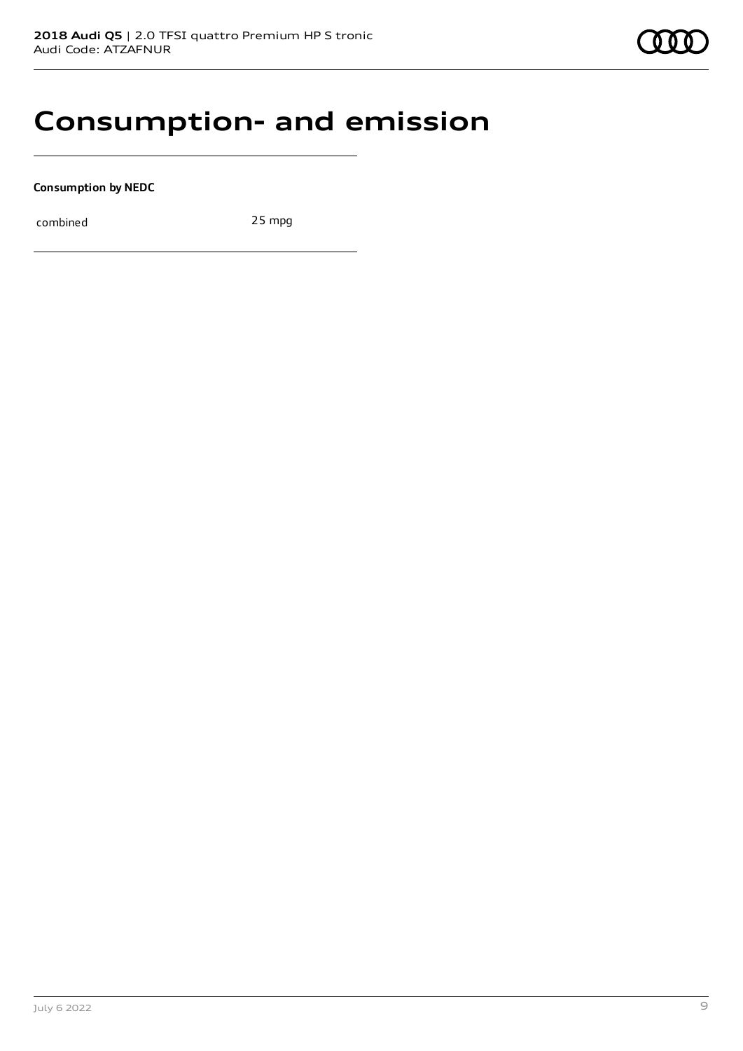# Consumption- and emission

**Consumption by NEDC**

| | |
|---|---|
| combined | 25 mpg |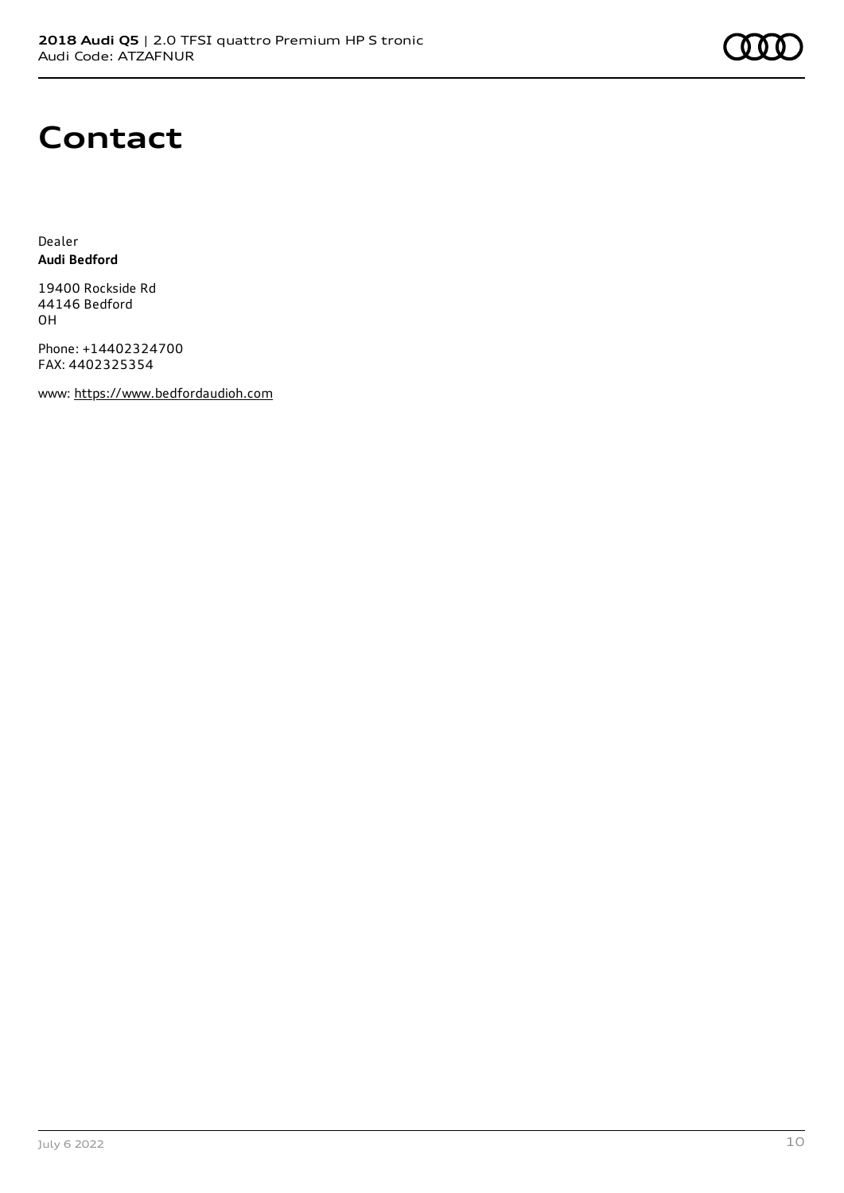# Contact

Dealer
**Audi Bedford**

19400 Rockside Rd
44146 Bedford
OH

Phone: +14402324700
FAX: 4402325354

www: https://www.bedfordaudioh.com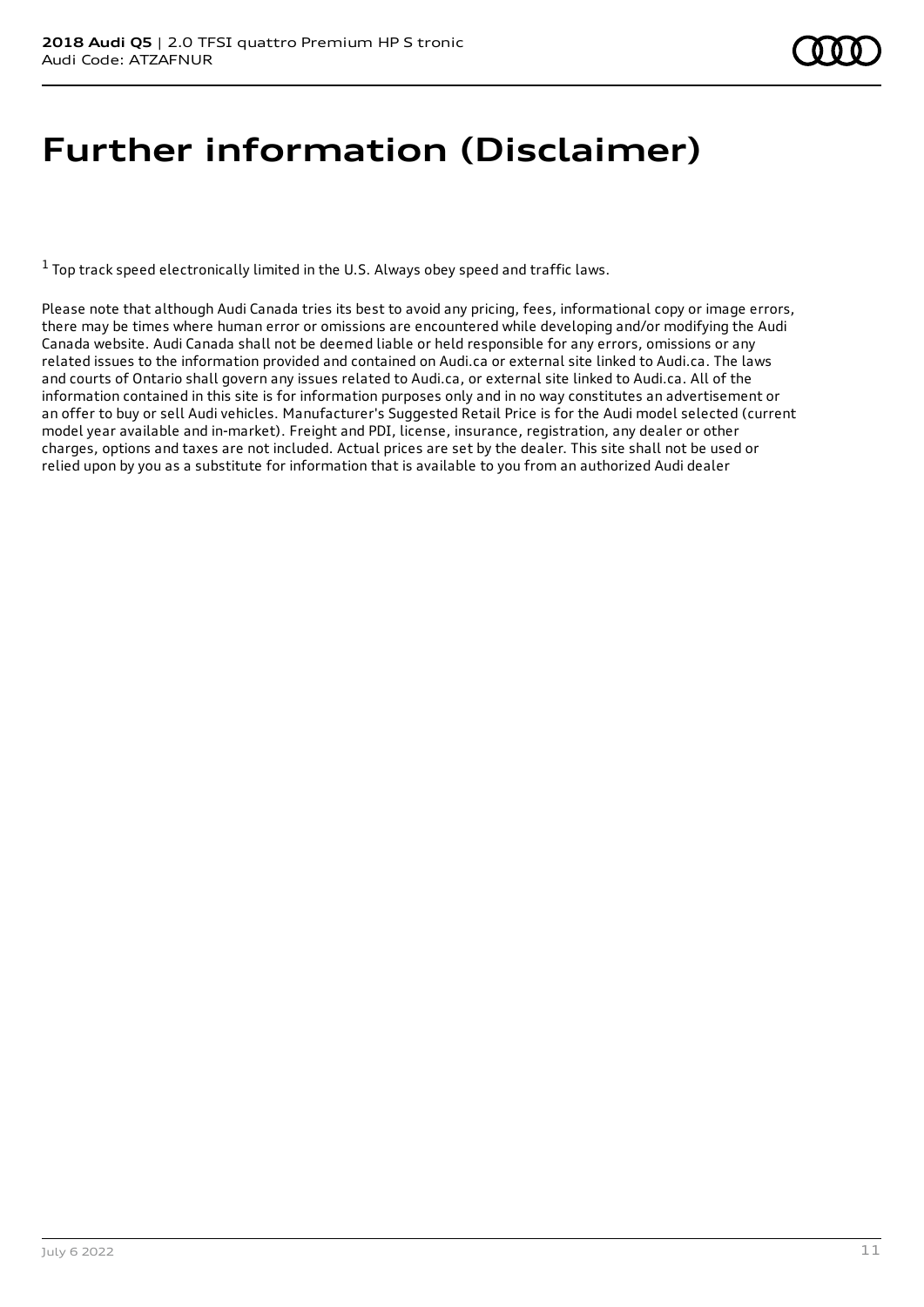# Further information (Disclaimer)

[1] Top track speed electronically limited in the U.S. Always obey speed and traffic laws.

Please note that although Audi Canada tries its best to avoid any pricing, fees, informational copy or image errors, there may be times where human error or omissions are encountered while developing and/or modifying the Audi Canada website. Audi Canada shall not be deemed liable or held responsible for any errors, omissions or any related issues to the information provided and contained on Audi.ca or external site linked to Audi.ca. The laws and courts of Ontario shall govern any issues related to Audi.ca, or external site linked to Audi.ca. All of the information contained in this site is for information purposes only and in no way constitutes an advertisement or an offer to buy or sell Audi vehicles. Manufacturer's Suggested Retail Price is for the Audi model selected (current model year available and in-market). Freight and PDI, license, insurance, registration, any dealer or other charges, options and taxes are not included. Actual prices are set by the dealer. This site shall not be used or relied upon by you as a substitute for information that is available to you from an authorized Audi dealer